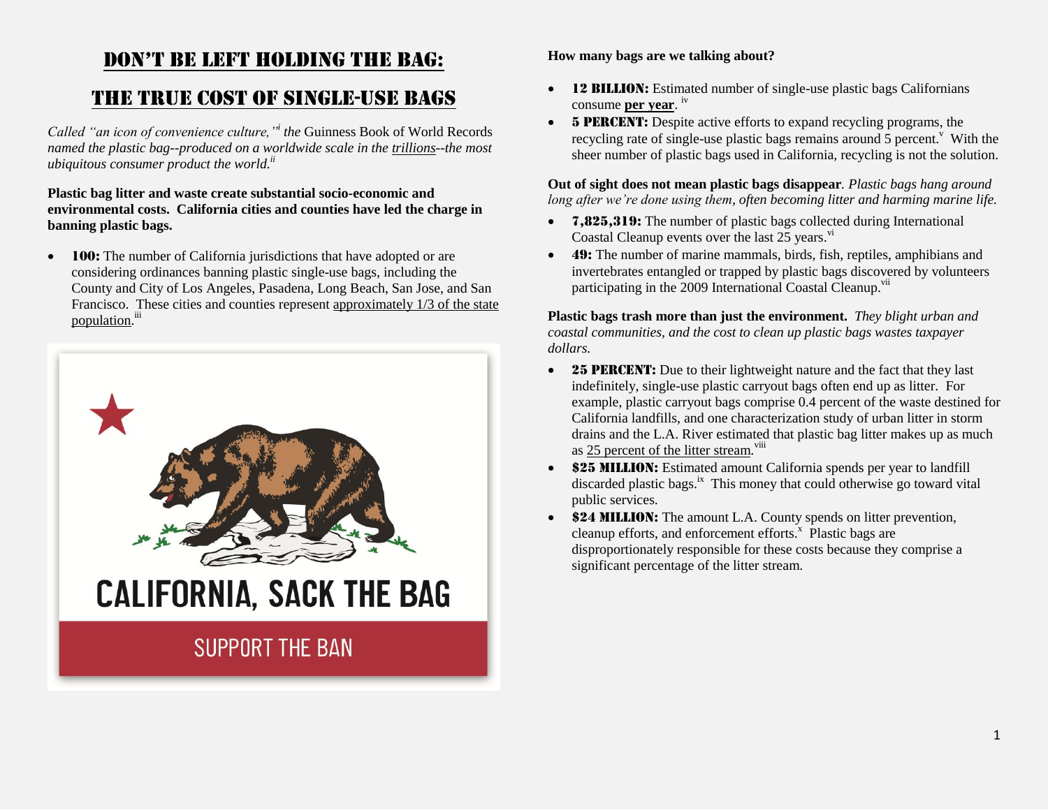# Don't Be Left Holding the Bag:

# The True Cost of Single-Use Bags

*Called "an icon of convenience culture,"*[i] *the* Guinness Book of World Records *named the plastic bag--produced on a worldwide scale in the* trillions*--the most ubiquitous consumer product the world.*[ii]

**Plastic bag litter and waste create substantial socio-economic and environmental costs. California cities and counties have led the charge in banning plastic bags.**

- **100:** The number of California jurisdictions that have adopted or are considering ordinances banning plastic single-use bags, including the County and City of Los Angeles, Pasadena, Long Beach, San Jose, and San Francisco. These cities and counties represent approximately 1/3 of the state population.[iii]

CALIFORNIA, SACK THE BAG

SUPPORT THE BAN

**How many bags are we talking about?**

- **12 BILLION:** Estimated number of single-use plastic bags Californians consume **per year**.[iv]
- **5 PERCENT:** Despite active efforts to expand recycling programs, the recycling rate of single-use plastic bags remains around 5 percent.[v] With the sheer number of plastic bags used in California, recycling is not the solution.

**Out of sight does not mean plastic bags disappear**. *Plastic bags hang around long after we're done using them, often becoming litter and harming marine life.*

- **7,825,319:** The number of plastic bags collected during International Coastal Cleanup events over the last 25 years.[vi]
- **49:** The number of marine mammals, birds, fish, reptiles, amphibians and invertebrates entangled or trapped by plastic bags discovered by volunteers participating in the 2009 International Coastal Cleanup.[vii]

**Plastic bags trash more than just the environment.** *They blight urban and coastal communities, and the cost to clean up plastic bags wastes taxpayer dollars.*

- **25 PERCENT:** Due to their lightweight nature and the fact that they last indefinitely, single-use plastic carryout bags often end up as litter. For example, plastic carryout bags comprise 0.4 percent of the waste destined for California landfills, and one characterization study of urban litter in storm drains and the L.A. River estimated that plastic bag litter makes up as much as 25 percent of the litter stream.[viii]
- **$25 MILLION:** Estimated amount California spends per year to landfill discarded plastic bags.[ix] This money that could otherwise go toward vital public services.
- **$24 MILLION:** The amount L.A. County spends on litter prevention, cleanup efforts, and enforcement efforts.[x] Plastic bags are disproportionately responsible for these costs because they comprise a significant percentage of the litter stream.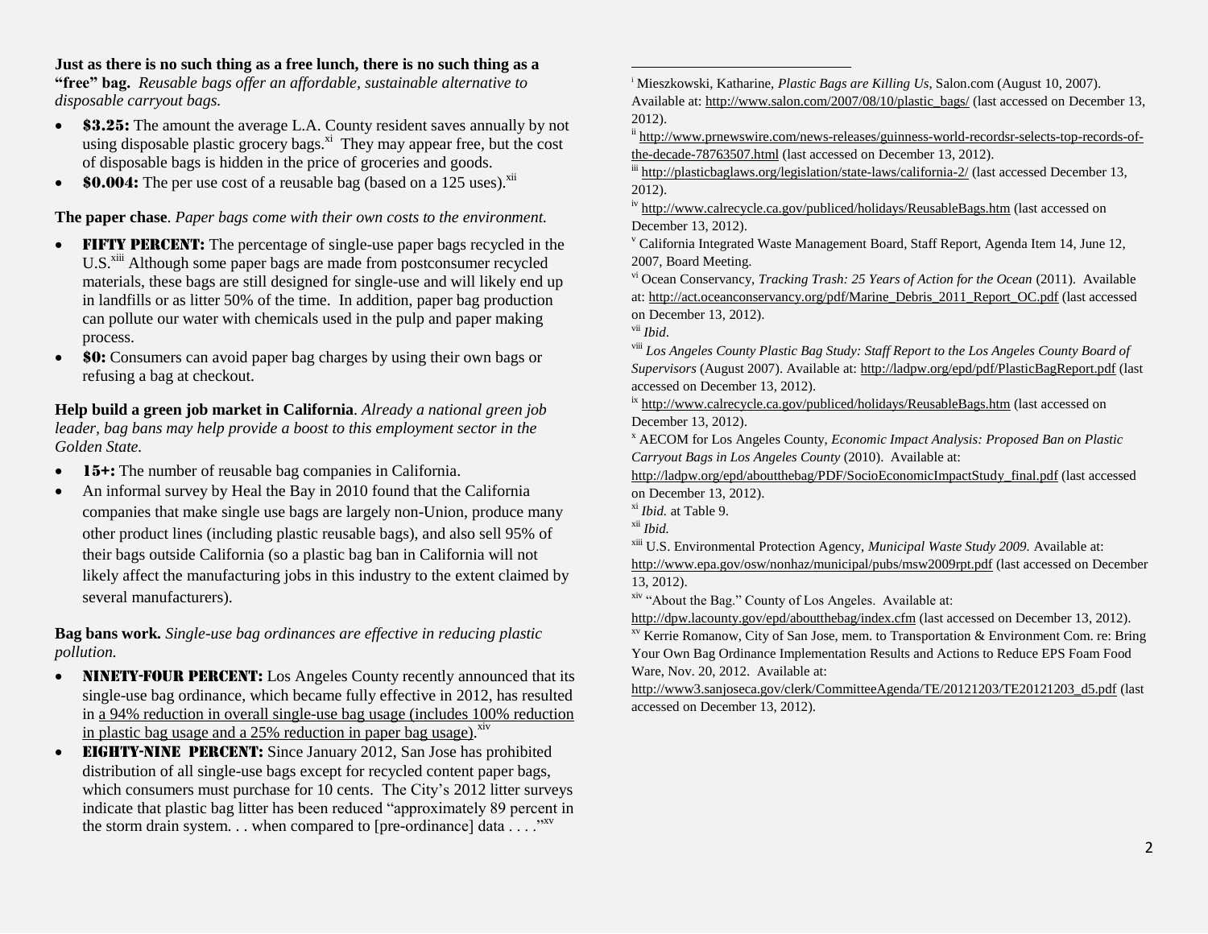**Just as there is no such thing as a free lunch, there is no such thing as a "free" bag.** *Reusable bags offer an affordable, sustainable alternative to disposable carryout bags.*

- **$3.25:** The amount the average L.A. County resident saves annually by not using disposable plastic grocery bags.[xi] They may appear free, but the cost of disposable bags is hidden in the price of groceries and goods.
- **$0.004:** The per use cost of a reusable bag (based on a 125 uses).[xii]

**The paper chase**. *Paper bags come with their own costs to the environment.*

- **FIFTY PERCENT:** The percentage of single-use paper bags recycled in the U.S.[xiii] Although some paper bags are made from postconsumer recycled materials, these bags are still designed for single-use and will likely end up in landfills or as litter 50% of the time. In addition, paper bag production can pollute our water with chemicals used in the pulp and paper making process.
- **$0:** Consumers can avoid paper bag charges by using their own bags or refusing a bag at checkout.

**Help build a green job market in California**. *Already a national green job leader, bag bans may help provide a boost to this employment sector in the Golden State.*

- **15+:** The number of reusable bag companies in California.
- An informal survey by Heal the Bay in 2010 found that the California companies that make single use bags are largely non-Union, produce many other product lines (including plastic reusable bags), and also sell 95% of their bags outside California (so a plastic bag ban in California will not likely affect the manufacturing jobs in this industry to the extent claimed by several manufacturers).

**Bag bans work.** *Single-use bag ordinances are effective in reducing plastic pollution.*

- **NINETY-FOUR PERCENT:** Los Angeles County recently announced that its single-use bag ordinance, which became fully effective in 2012, has resulted in a 94% reduction in overall single-use bag usage (includes 100% reduction in plastic bag usage and a 25% reduction in paper bag usage).[xiv]
- **EIGHTY-NINE PERCENT:** Since January 2012, San Jose has prohibited distribution of all single-use bags except for recycled content paper bags, which consumers must purchase for 10 cents. The City's 2012 litter surveys indicate that plastic bag litter has been reduced "approximately 89 percent in the storm drain system. . . when compared to [pre-ordinance] data . . . ."[xv]

---

[i] Mieszkowski, Katharine, *Plastic Bags are Killing Us*, Salon.com (August 10, 2007). Available at: http://www.salon.com/2007/08/10/plastic_bags/ (last accessed on December 13, 2012).

[ii] http://www.prnewswire.com/news-releases/guinness-world-recordsr-selects-top-records-of-the-decade-78763507.html (last accessed on December 13, 2012).

[iii] http://plasticbaglaws.org/legislation/state-laws/california-2/ (last accessed December 13, 2012).

[iv] http://www.calrecycle.ca.gov/publiced/holidays/ReusableBags.htm (last accessed on December 13, 2012).

[v] California Integrated Waste Management Board, Staff Report, Agenda Item 14, June 12, 2007, Board Meeting.

[vi] Ocean Conservancy, *Tracking Trash: 25 Years of Action for the Ocean* (2011). Available at: http://act.oceanconservancy.org/pdf/Marine_Debris_2011_Report_OC.pdf (last accessed on December 13, 2012).

[vii] *Ibid*.

[viii] *Los Angeles County Plastic Bag Study: Staff Report to the Los Angeles County Board of Supervisors* (August 2007). Available at: http://ladpw.org/epd/pdf/PlasticBagReport.pdf (last accessed on December 13, 2012).

[ix] http://www.calrecycle.ca.gov/publiced/holidays/ReusableBags.htm (last accessed on December 13, 2012).

[x] AECOM for Los Angeles County, *Economic Impact Analysis: Proposed Ban on Plastic Carryout Bags in Los Angeles County* (2010). Available at: http://ladpw.org/epd/aboutthebag/PDF/SocioEconomicImpactStudy_final.pdf (last accessed on December 13, 2012).

[xi] *Ibid.* at Table 9.

[xii] *Ibid.*

[xiii] U.S. Environmental Protection Agency, *Municipal Waste Study 2009.* Available at: http://www.epa.gov/osw/nonhaz/municipal/pubs/msw2009rpt.pdf (last accessed on December 13, 2012).

[xiv] "About the Bag." County of Los Angeles. Available at: http://dpw.lacounty.gov/epd/aboutthebag/index.cfm (last accessed on December 13, 2012).

[xv] Kerrie Romanow, City of San Jose, mem. to Transportation & Environment Com. re: Bring Your Own Bag Ordinance Implementation Results and Actions to Reduce EPS Foam Food Ware, Nov. 20, 2012. Available at: http://www3.sanjoseca.gov/clerk/CommitteeAgenda/TE/20121203/TE20121203_d5.pdf (last accessed on December 13, 2012).